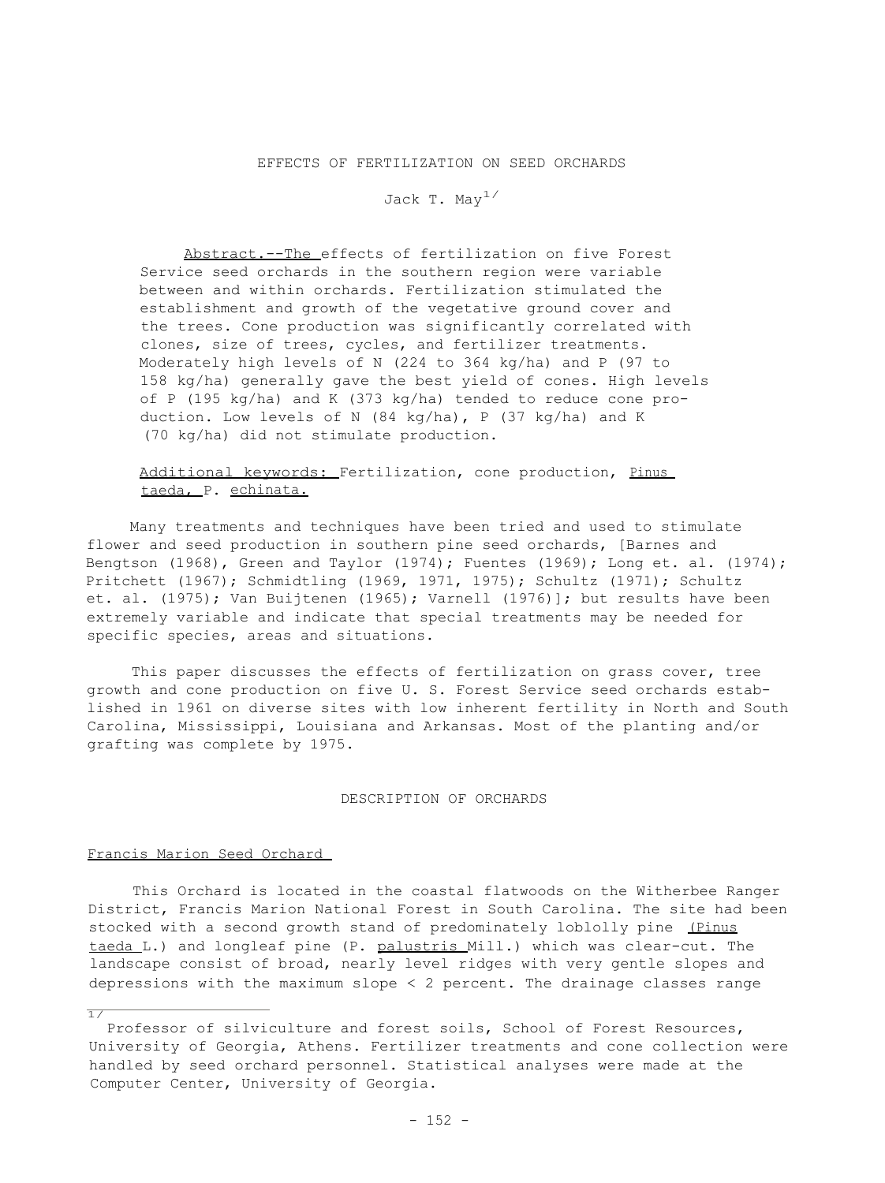# EFFECTS OF FERTILIZATION ON SEED ORCHARDS

Jack T. May[1]

Abstract.--The effects of fertilization on five Forest Service seed orchards in the southern region were variable between and within orchards. Fertilization stimulated the establishment and growth of the vegetative ground cover and the trees. Cone production was significantly correlated with clones, size of trees, cycles, and fertilizer treatments. Moderately high levels of N (224 to 364 kg/ha) and P (97 to 158 kg/ha) generally gave the best yield of cones. High levels of P (195 kg/ha) and K (373 kg/ha) tended to reduce cone production. Low levels of N (84 kg/ha), P (37 kg/ha) and K (70 kg/ha) did not stimulate production.

Additional keywords: Fertilization, cone production, *Pinus taeda*, *P. echinata.*

Many treatments and techniques have been tried and used to stimulate flower and seed production in southern pine seed orchards, [Barnes and Bengtson (1968), Green and Taylor (1974); Fuentes (1969); Long et. al. (1974); Pritchett (1967); Schmidtling (1969, 1971, 1975); Schultz (1971); Schultz et. al. (1975); Van Buijtenen (1965); Varnell (1976)]; but results have been extremely variable and indicate that special treatments may be needed for specific species, areas and situations.

This paper discusses the effects of fertilization on grass cover, tree growth and cone production on five U. S. Forest Service seed orchards established in 1961 on diverse sites with low inherent fertility in North and South Carolina, Mississippi, Louisiana and Arkansas. Most of the planting and/or grafting was complete by 1975.

## DESCRIPTION OF ORCHARDS

### Francis Marion Seed Orchard

This Orchard is located in the coastal flatwoods on the Witherbee Ranger District, Francis Marion National Forest in South Carolina. The site had been stocked with a second growth stand of predominately loblolly pine (*Pinus taeda* L.) and longleaf pine (*P. palustris* Mill.) which was clear-cut. The landscape consist of broad, nearly level ridges with very gentle slopes and depressions with the maximum slope < 2 percent. The drainage classes range

[1] Professor of silviculture and forest soils, School of Forest Resources, University of Georgia, Athens. Fertilizer treatments and cone collection were handled by seed orchard personnel. Statistical analyses were made at the Computer Center, University of Georgia.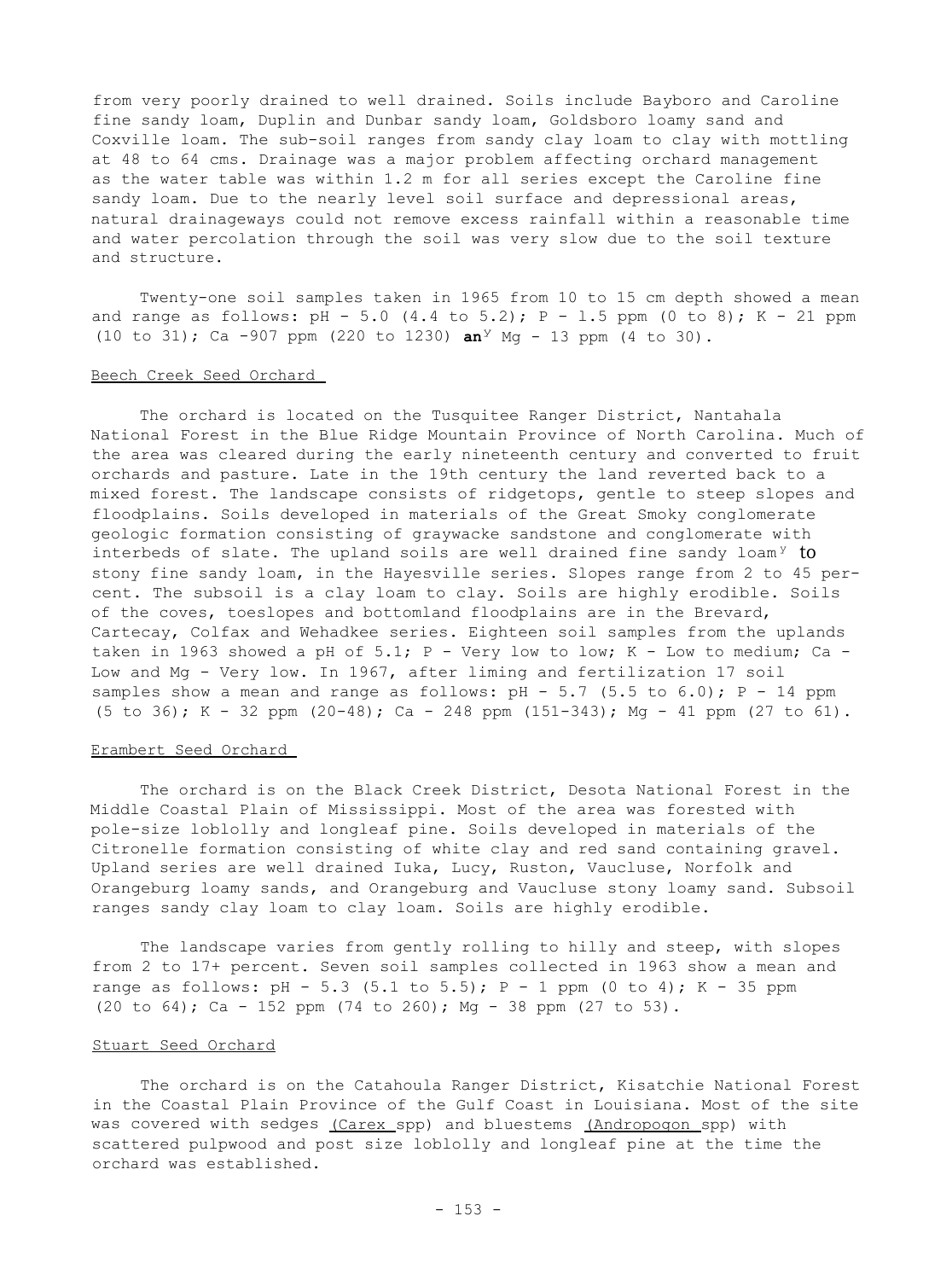from very poorly drained to well drained. Soils include Bayboro and Caroline fine sandy loam, Duplin and Dunbar sandy loam, Goldsboro loamy sand and Coxville loam. The sub-soil ranges from sandy clay loam to clay with mottling at 48 to 64 cms. Drainage was a major problem affecting orchard management as the water table was within 1.2 m for all series except the Caroline fine sandy loam. Due to the nearly level soil surface and depressional areas, natural drainageways could not remove excess rainfall within a reasonable time and water percolation through the soil was very slow due to the soil texture and structure.

Twenty-one soil samples taken in 1965 from 10 to 15 cm depth showed a mean and range as follows: pH - 5.0 (4.4 to 5.2); P - 1.5 ppm (0 to 8); K - 21 ppm (10 to 31); Ca -907 ppm (220 to 1230) an[y] Mg - 13 ppm (4 to 30).

## Beech Creek Seed Orchard

The orchard is located on the Tusquitee Ranger District, Nantahala National Forest in the Blue Ridge Mountain Province of North Carolina. Much of the area was cleared during the early nineteenth century and converted to fruit orchards and pasture. Late in the 19th century the land reverted back to a mixed forest. The landscape consists of ridgetops, gentle to steep slopes and floodplains. Soils developed in materials of the Great Smoky conglomerate geologic formation consisting of graywacke sandstone and conglomerate with interbeds of slate. The upland soils are well drained fine sandy loam[y] to stony fine sandy loam, in the Hayesville series. Slopes range from 2 to 45 percent. The subsoil is a clay loam to clay. Soils are highly erodible. Soils of the coves, toeslopes and bottomland floodplains are in the Brevard, Cartecay, Colfax and Wehadkee series. Eighteen soil samples from the uplands taken in 1963 showed a pH of 5.1; P - Very low to low; K - Low to medium; Ca - Low and Mg - Very low. In 1967, after liming and fertilization 17 soil samples show a mean and range as follows: pH - 5.7 (5.5 to 6.0); P - 14 ppm (5 to 36); K - 32 ppm (20-48); Ca - 248 ppm (151-343); Mg - 41 ppm (27 to 61).

## Erambert Seed Orchard

The orchard is on the Black Creek District, Desota National Forest in the Middle Coastal Plain of Mississippi. Most of the area was forested with pole-size loblolly and longleaf pine. Soils developed in materials of the Citronelle formation consisting of white clay and red sand containing gravel. Upland series are well drained Iuka, Lucy, Ruston, Vaucluse, Norfolk and Orangeburg loamy sands, and Orangeburg and Vaucluse stony loamy sand. Subsoil ranges sandy clay loam to clay loam. Soils are highly erodible.

The landscape varies from gently rolling to hilly and steep, with slopes from 2 to 17+ percent. Seven soil samples collected in 1963 show a mean and range as follows: pH - 5.3 (5.1 to 5.5); P - 1 ppm (0 to 4); K - 35 ppm (20 to 64); Ca - 152 ppm (74 to 260); Mg - 38 ppm (27 to 53).

## Stuart Seed Orchard

The orchard is on the Catahoula Ranger District, Kisatchie National Forest in the Coastal Plain Province of the Gulf Coast in Louisiana. Most of the site was covered with sedges (*Carex* spp) and bluestems (*Andropogon* spp) with scattered pulpwood and post size loblolly and longleaf pine at the time the orchard was established.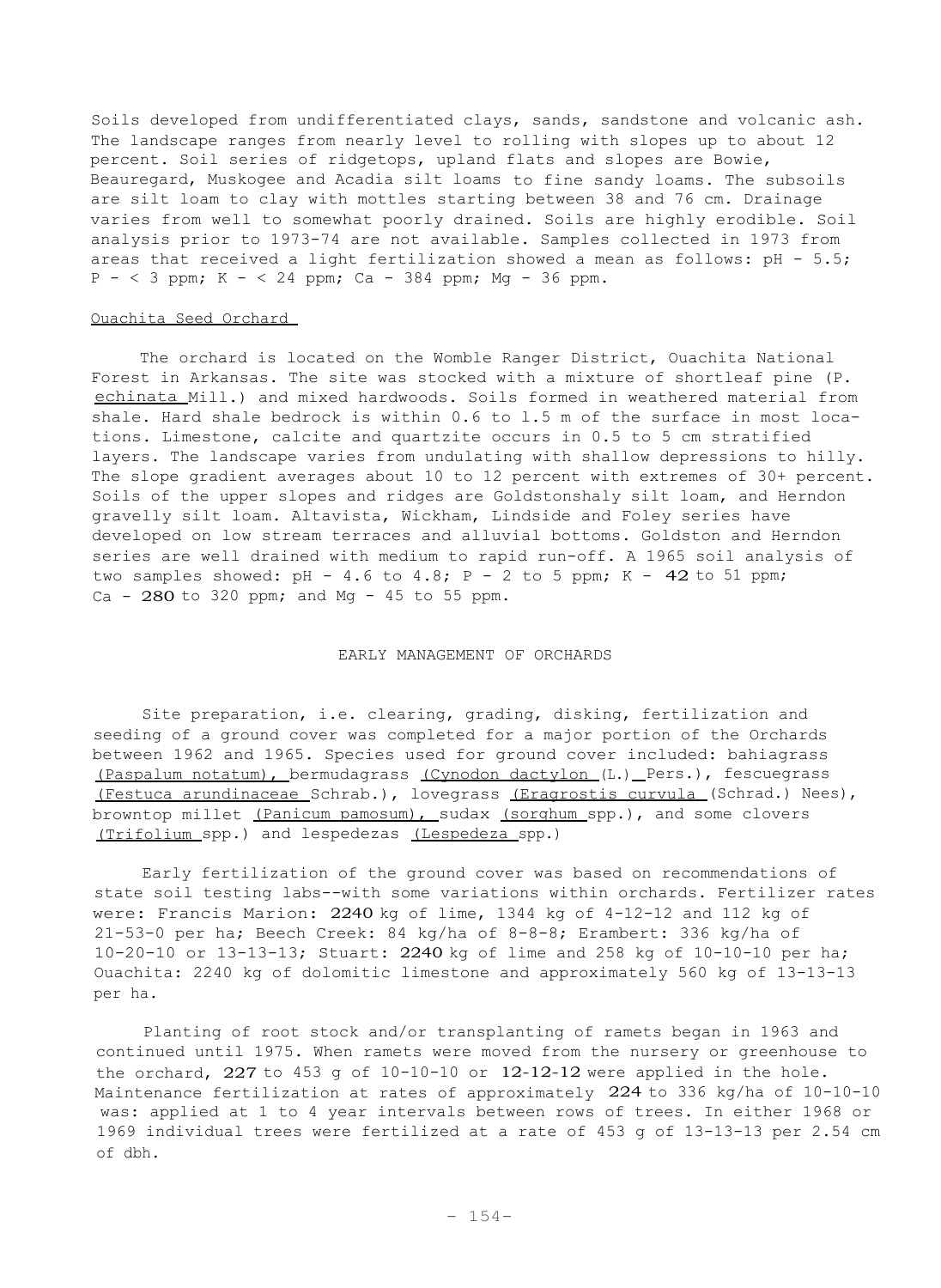Soils developed from undifferentiated clays, sands, sandstone and volcanic ash. The landscape ranges from nearly level to rolling with slopes up to about 12 percent. Soil series of ridgetops, upland flats and slopes are Bowie, Beauregard, Muskogee and Acadia silt loams to fine sandy loams. The subsoils are silt loam to clay with mottles starting between 38 and 76 cm. Drainage varies from well to somewhat poorly drained. Soils are highly erodible. Soil analysis prior to 1973-74 are not available. Samples collected in 1973 from areas that received a light fertilization showed a mean as follows: pH - 5.5; P - < 3 ppm; K - < 24 ppm; Ca - 384 ppm; Mg - 36 ppm.

Ouachita Seed Orchard

The orchard is located on the Womble Ranger District, Ouachita National Forest in Arkansas. The site was stocked with a mixture of shortleaf pine (P. *echinata* Mill.) and mixed hardwoods. Soils formed in weathered material from shale. Hard shale bedrock is within 0.6 to 1.5 m of the surface in most locations. Limestone, calcite and quartzite occurs in 0.5 to 5 cm stratified layers. The landscape varies from undulating with shallow depressions to hilly. The slope gradient averages about 10 to 12 percent with extremes of 30+ percent. Soils of the upper slopes and ridges are Goldstonshaly silt loam, and Herndon gravelly silt loam. Altavista, Wickham, Lindside and Foley series have developed on low stream terraces and alluvial bottoms. Goldston and Herndon series are well drained with medium to rapid run-off. A 1965 soil analysis of two samples showed: pH - 4.6 to 4.8; P - 2 to 5 ppm; K - 42 to 51 ppm; Ca - 280 to 320 ppm; and Mg - 45 to 55 ppm.

## EARLY MANAGEMENT OF ORCHARDS

Site preparation, i.e. clearing, grading, disking, fertilization and seeding of a ground cover was completed for a major portion of the Orchards between 1962 and 1965. Species used for ground cover included: bahiagrass (*Paspalum notatum*), bermudagrass (*Cynodon dactylon* (L.) Pers.), fescuegrass (*Festuca arundinaceae* Schrab.), lovegrass (*Eragrostis curvula* (Schrad.) Nees), browntop millet (*Panicum pamosum*), sudax (*sorghum* spp.), and some clovers (*Trifolium* spp.) and lespedezas (*Lespedeza* spp.)

Early fertilization of the ground cover was based on recommendations of state soil testing labs--with some variations within orchards. Fertilizer rates were: Francis Marion: 2240 kg of lime, 1344 kg of 4-12-12 and 112 kg of 21-53-0 per ha; Beech Creek: 84 kg/ha of 8-8-8; Erambert: 336 kg/ha of 10-20-10 or 13-13-13; Stuart: 2240 kg of lime and 258 kg of 10-10-10 per ha; Ouachita: 2240 kg of dolomitic limestone and approximately 560 kg of 13-13-13 per ha.

Planting of root stock and/or transplanting of ramets began in 1963 and continued until 1975. When ramets were moved from the nursery or greenhouse to the orchard, 227 to 453 g of 10-10-10 or 12-12-12 were applied in the hole. Maintenance fertilization at rates of approximately 224 to 336 kg/ha of 10-10-10 was: applied at 1 to 4 year intervals between rows of trees. In either 1968 or 1969 individual trees were fertilized at a rate of 453 g of 13-13-13 per 2.54 cm of dbh.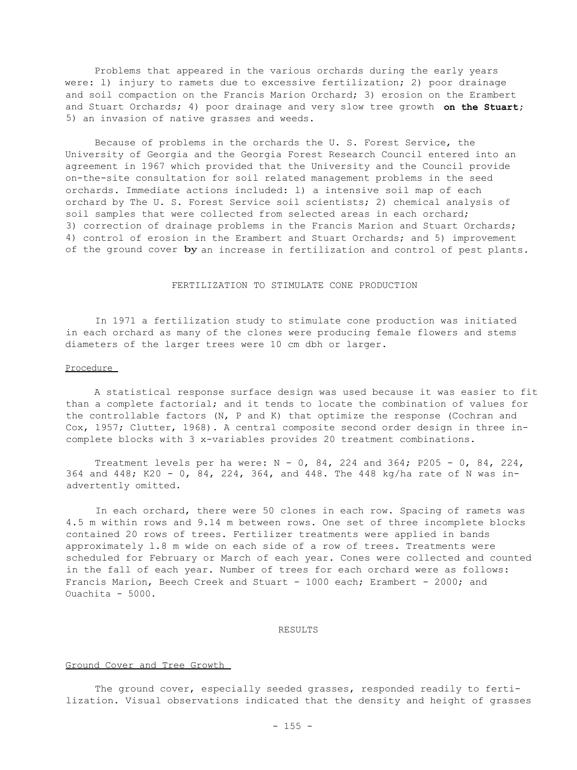Problems that appeared in the various orchards during the early years were: 1) injury to ramets due to excessive fertilization; 2) poor drainage and soil compaction on the Francis Marion Orchard; 3) erosion on the Erambert and Stuart Orchards; 4) poor drainage and very slow tree growth **on the Stuart**; 5) an invasion of native grasses and weeds.

Because of problems in the orchards the U. S. Forest Service, the University of Georgia and the Georgia Forest Research Council entered into an agreement in 1967 which provided that the University and the Council provide on-the-site consultation for soil related management problems in the seed orchards. Immediate actions included: 1) a intensive soil map of each orchard by The U. S. Forest Service soil scientists; 2) chemical analysis of soil samples that were collected from selected areas in each orchard; 3) correction of drainage problems in the Francis Marion and Stuart Orchards; 4) control of erosion in the Erambert and Stuart Orchards; and 5) improvement of the ground cover **by** an increase in fertilization and control of pest plants.

## FERTILIZATION TO STIMULATE CONE PRODUCTION

In 1971 a fertilization study to stimulate cone production was initiated in each orchard as many of the clones were producing female flowers and stems diameters of the larger trees were 10 cm dbh or larger.

### Procedure

A statistical response surface design was used because it was easier to fit than a complete factorial; and it tends to locate the combination of values for the controllable factors (N, P and K) that optimize the response (Cochran and Cox, 1957; Clutter, 1968). A central composite second order design in three incomplete blocks with 3 x-variables provides 20 treatment combinations.

Treatment levels per ha were: N - 0, 84, 224 and 364; $P_2O_5$ - 0, 84, 224, 364 and 448; $K_2O$ - 0, 84, 224, 364, and 448. The 448 kg/ha rate of N was inadvertently omitted.

In each orchard, there were 50 clones in each row. Spacing of ramets was 4.5 m within rows and 9.14 m between rows. One set of three incomplete blocks contained 20 rows of trees. Fertilizer treatments were applied in bands approximately 1.8 m wide on each side of a row of trees. Treatments were scheduled for February or March of each year. Cones were collected and counted in the fall of each year. Number of trees for each orchard were as follows: Francis Marion, Beech Creek and Stuart - 1000 each; Erambert - 2000; and Ouachita - 5000.

## RESULTS

### Ground Cover and Tree Growth

The ground cover, especially seeded grasses, responded readily to fertilization. Visual observations indicated that the density and height of grasses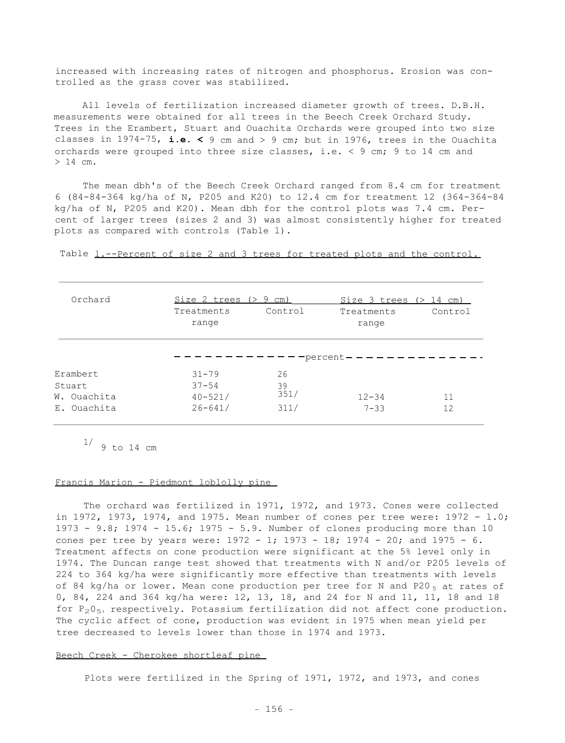increased with increasing rates of nitrogen and phosphorus. Erosion was controlled as the grass cover was stabilized.

All levels of fertilization increased diameter growth of trees. D.B.H. measurements were obtained for all trees in the Beech Creek Orchard Study. Trees in the Erambert, Stuart and Ouachita Orchards were grouped into two size classes in 1974-75, **i.e. <** 9 cm and > 9 cm; but in 1976, trees in the Ouachita orchards were grouped into three size classes, i.e. < 9 cm; 9 to 14 cm and > 14 cm.

The mean dbh's of the Beech Creek Orchard ranged from 8.4 cm for treatment 6 (84-84-364 kg/ha of N, P205 and K20) to 12.4 cm for treatment 12 (364-364-84 kg/ha of N, P205 and K20). Mean dbh for the control plots was 7.4 cm. Percent of larger trees (sizes 2 and 3) was almost consistently higher for treated plots as compared with controls (Table 1).

Table 1.--Percent of size 2 and 3 trees for treated plots and the control.

| Orchard | Size 2 trees (> 9 cm) | | Size 3 trees (> 14 cm) | |
|---|---|---|---|---|
| | Treatments range | Control | Treatments range | Control |
| | percent | | | |
| Erambert | 31-79 | 26 | | |
| Stuart | 37-54 | 39 | | |
| W. Ouachita | 40-52[1] | 35[1] | 12-34 | 11 |
| E. Ouachita | 26-64[1] | 31[1] | 7-33 | 12 |

[1] 9 to 14 cm

## Francis Marion - Piedmont loblolly pine

The orchard was fertilized in 1971, 1972, and 1973. Cones were collected in 1972, 1973, 1974, and 1975. Mean number of cones per tree were: 1972 - 1.0; 1973 - 9.8; 1974 - 15.6; 1975 - 5.9. Number of clones producing more than 10 cones per tree by years were: 1972 - 1; 1973 - 18; 1974 - 20; and 1975 - 6. Treatment affects on cone production were significant at the 5% level only in 1974. The Duncan range test showed that treatments with N and/or P205 levels of 224 to 364 kg/ha were significantly more effective than treatments with levels of 84 kg/ha or lower. Mean cone production per tree for N and $P2O_5$ at rates of 0, 84, 224 and 364 kg/ha were: 12, 13, 18, and 24 for N and 11, 11, 18 and 18 for $P_2O_5$, respectively. Potassium fertilization did not affect cone production. The cyclic affect of cone, production was evident in 1975 when mean yield per tree decreased to levels lower than those in 1974 and 1973.

## Beech Creek - Cherokee shortleaf pine

Plots were fertilized in the Spring of 1971, 1972, and 1973, and cones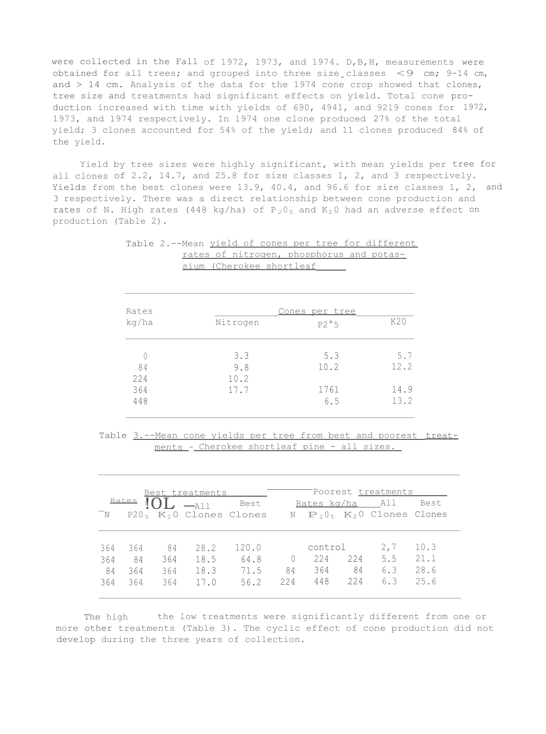were collected in the Fall of 1972, 1973, and 1974. D,B,H, measurements were obtained for all trees; and grouped into three size classes < 9 cm; 9-14 cm, and > 14 cm. Analysis of the data for the 1974 cone crop showed that clones, tree size and treatments had significant effects on yield. Total cone production increased with time with yields of 690, 4941, and 9219 cones for 1972, 1973, and 1974 respectively. In 1974 one clone produced 27% of the total yield; 3 clones accounted for 54% of the yield; and 11 clones produced 84% of the yield.

Yield by tree sizes were highly significant, with mean yields per tree for all clones of 2.2, 14.7, and 25.8 for size classes 1, 2, and 3 respectively. Yields from the best clones were 13.9, 40.4, and 96.6 for size classes 1, 2, and 3 respectively. There was a direct relationship between cone production and rates of N. High rates (448 kg/ha) of $P_2O_5$ and $K_2O$ had an adverse effect on production (Table 2).

Table 2.--Mean yield of cones per tree for different rates of nitrogen, phosphorus and potassium (Cherokee shortleaf

| Rates kg/ha | Cones per tree | | |
|---|---|---|---|
| | Nitrogen | $P_2O_5$ | $K_2O$ |
| 0 | 3.3 | 5.3 | 5.7 |
| 84 | 9.8 | 10.2 | 12.2 |
| 224 | 10.2 | | |
| 364 | 17.7 | 1761 | 14.9 |
| 448 | | 6.5 | 13.2 |

Table 3.--Mean cone yields per tree from best and poorest treatments - Cherokee shortleaf pine - all sizes.

| Best treatments | | | | | Poorest treatments | | | | |
|---|---|---|---|---|---|---|---|---|---|
| Rates kg/ha | | | All | Best | Rates kg/ha | | | All | Best |
| N | $P_2O_5$ | $K_2O$ | Clones | Clones | N | $P_2O_5$ | $K_2O$ | Clones | Clones |
| 364 | 364 | 84 | 28.2 | 120.0 | | control | | 2,7 | 10.3 |
| 364 | 84 | 364 | 18.5 | 64.8 | 0 | 224 | 224 | 5.5 | 21.1 |
| 84 | 364 | 364 | 18.3 | 71.5 | 84 | 364 | 84 | 6.3 | 28.6 |
| 364 | 364 | 364 | 17.0 | 56.2 | 224 | 448 | 224 | 6.3 | 25.6 |

The high the low treatments were significantly different from one or more other treatments (Table 3). The cyclic effect of cone production did not develop during the three years of collection.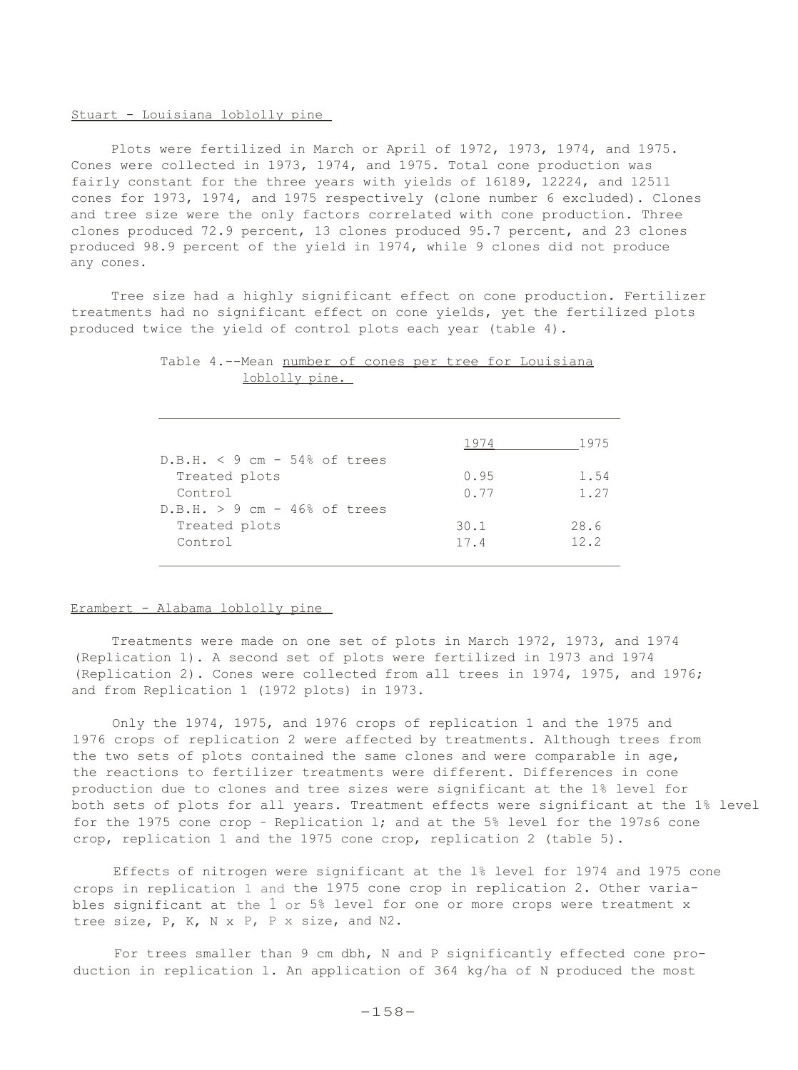Stuart - Louisiana loblolly pine

Plots were fertilized in March or April of 1972, 1973, 1974, and 1975. Cones were collected in 1973, 1974, and 1975. Total cone production was fairly constant for the three years with yields of 16189, 12224, and 12511 cones for 1973, 1974, and 1975 respectively (clone number 6 excluded). Clones and tree size were the only factors correlated with cone production. Three clones produced 72.9 percent, 13 clones produced 95.7 percent, and 23 clones produced 98.9 percent of the yield in 1974, while 9 clones did not produce any cones.

Tree size had a highly significant effect on cone production. Fertilizer treatments had no significant effect on cone yields, yet the fertilized plots produced twice the yield of control plots each year (table 4).

Table 4.--Mean number of cones per tree for Louisiana loblolly pine.

| | 1974 | 1975 |
|---|---|---|
| D.B.H. < 9 cm - 54% of trees | | |
| Treated plots | 0.95 | 1.54 |
| Control | 0.77 | 1.27 |
| D.B.H. > 9 cm - 46% of trees | | |
| Treated plots | 30.1 | 28.6 |
| Control | 17.4 | 12.2 |

Erambert - Alabama loblolly pine

Treatments were made on one set of plots in March 1972, 1973, and 1974 (Replication 1). A second set of plots were fertilized in 1973 and 1974 (Replication 2). Cones were collected from all trees in 1974, 1975, and 1976; and from Replication 1 (1972 plots) in 1973.

Only the 1974, 1975, and 1976 crops of replication 1 and the 1975 and 1976 crops of replication 2 were affected by treatments. Although trees from the two sets of plots contained the same clones and were comparable in age, the reactions to fertilizer treatments were different. Differences in cone production due to clones and tree sizes were significant at the 1% level for both sets of plots for all years. Treatment effects were significant at the 1% level for the 1975 cone crop - Replication 1; and at the 5% level for the 197s6 cone crop, replication 1 and the 1975 cone crop, replication 2 (table 5).

Effects of nitrogen were significant at the 1% level for 1974 and 1975 cone crops in replication 1 and the 1975 cone crop in replication 2. Other variables significant at the 1 or 5% level for one or more crops were treatment x tree size, P, K, N x P, P x size, and N2.

For trees smaller than 9 cm dbh, N and P significantly effected cone production in replication 1. An application of 364 kg/ha of N produced the most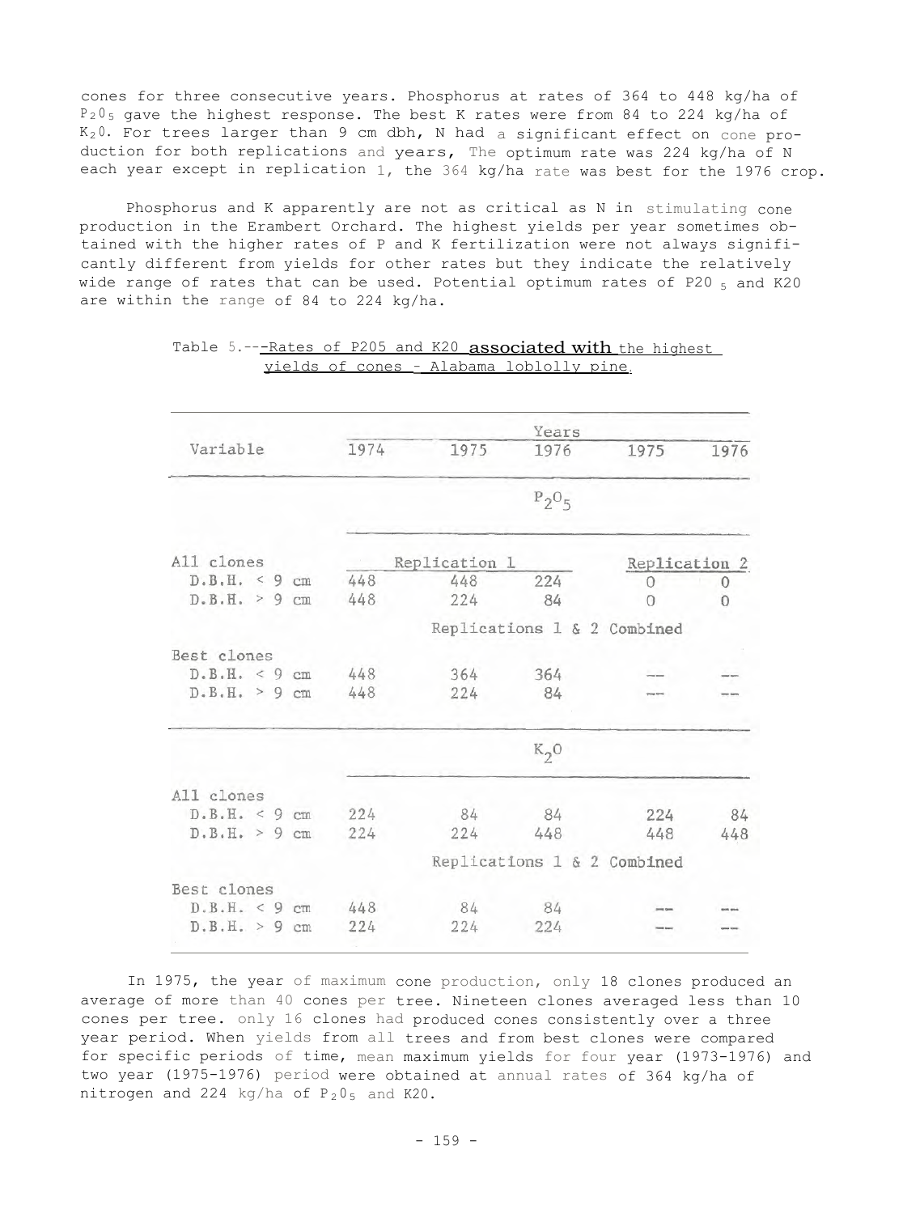cones for three consecutive years. Phosphorus at rates of 364 to 448 kg/ha of $P_2O_5$ gave the highest response. The best K rates were from 84 to 224 kg/ha of $K_2O$. For trees larger than 9 cm dbh, N had a significant effect on cone production for both replications and years, The optimum rate was 224 kg/ha of N each year except in replication 1, the 364 kg/ha rate was best for the 1976 crop.

Phosphorus and K apparently are not as critical as N in stimulating cone production in the Erambert Orchard. The highest yields per year sometimes obtained with the higher rates of P and K fertilization were not always significantly different from yields for other rates but they indicate the relatively wide range of rates that can be used. Potential optimum rates of $P_2O_5$ and $K_2O$ are within the range of 84 to 224 kg/ha.

Table 5.---Rates of $P_2O_5$ and $K_2O$ associated with the highest yields of cones - Alabama loblolly pine.

| Variable | Years | | | | |
|---|---|---|---|---|---|
| | 1974 | 1975 | 1976 | 1975 | 1976 |
| | | | $P_2O_5$ | | |
| All clones | Replication 1 | | | Replication 2 | |
| D.B.H. < 9 cm | 448 | 448 | 224 | 0 | 0 |
| D.B.H. > 9 cm | 448 | 224 | 84 | 0 | 0 |
| | Replications 1 & 2 Combined | | | | |
| Best clones | | | | | |
| D.B.H. < 9 cm | 448 | 364 | 364 | -- | -- |
| D.B.H. > 9 cm | 448 | 224 | 84 | -- | -- |
| | | | $K_2O$ | | |
| All clones | | | | | |
| D.B.H. < 9 cm | 224 | 84 | 84 | 224 | 84 |
| D.B.H. > 9 cm | 224 | 224 | 448 | 448 | 448 |
| | Replications 1 & 2 Combined | | | | |
| Best clones | | | | | |
| D.B.H. < 9 cm | 448 | 84 | 84 | -- | -- |
| D.B.H. > 9 cm | 224 | 224 | 224 | -- | -- |

In 1975, the year of maximum cone production, only 18 clones produced an average of more than 40 cones per tree. Nineteen clones averaged less than 10 cones per tree. only 16 clones had produced cones consistently over a three year period. When yields from all trees and from best clones were compared for specific periods of time, mean maximum yields for four year (1973-1976) and two year (1975-1976) period were obtained at annual rates of 364 kg/ha of nitrogen and 224 kg/ha of $P_2O_5$ and $K_2O$.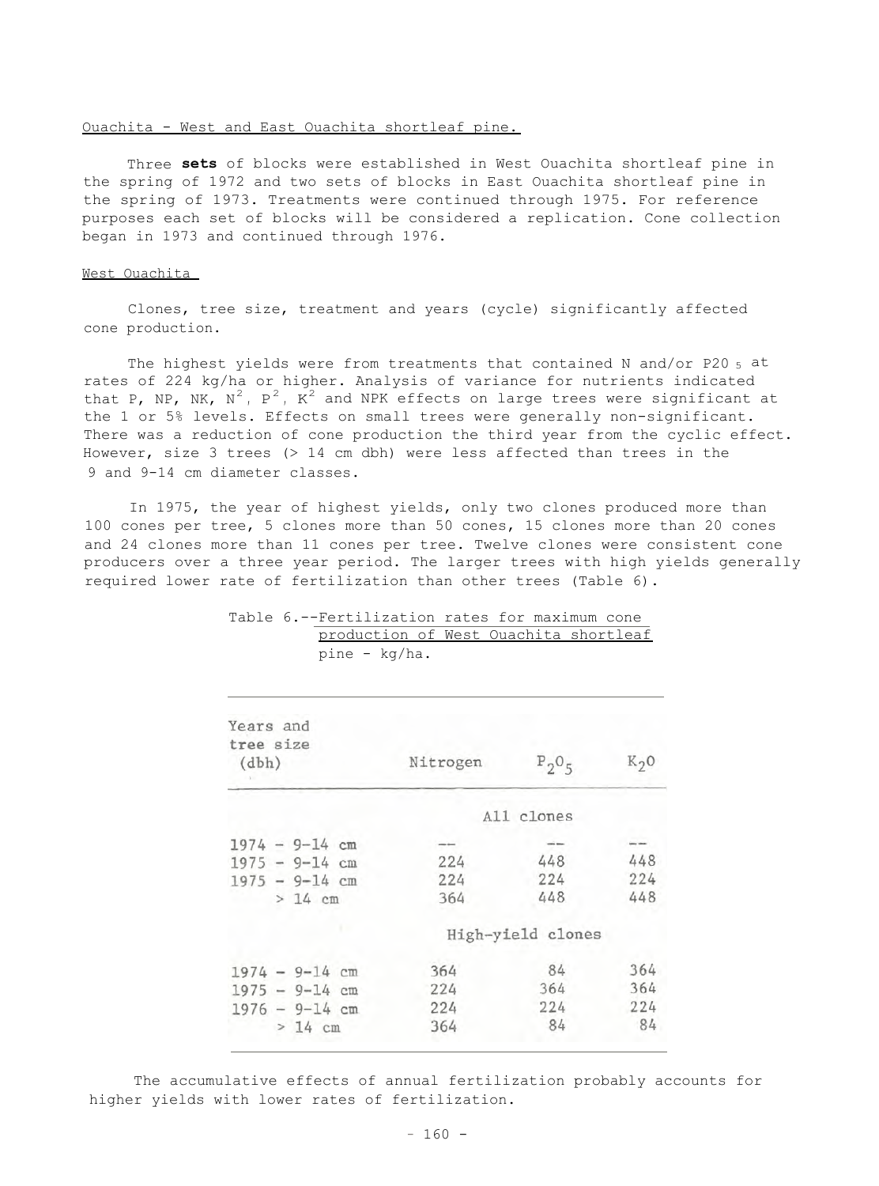Ouachita - West and East Ouachita shortleaf pine.

Three **sets** of blocks were established in West Ouachita shortleaf pine in the spring of 1972 and two sets of blocks in East Ouachita shortleaf pine in the spring of 1973. Treatments were continued through 1975. For reference purposes each set of blocks will be considered a replication. Cone collection began in 1973 and continued through 1976.

West Ouachita

Clones, tree size, treatment and years (cycle) significantly affected cone production.

The highest yields were from treatments that contained N and/or $P_2O_5$ at rates of 224 kg/ha or higher. Analysis of variance for nutrients indicated that P, NP, NK, $N^2$, $P^2$, $K^2$ and NPK effects on large trees were significant at the 1 or 5% levels. Effects on small trees were generally non-significant. There was a reduction of cone production the third year from the cyclic effect. However, size 3 trees (> 14 cm dbh) were less affected than trees in the 9 and 9-14 cm diameter classes.

In 1975, the year of highest yields, only two clones produced more than 100 cones per tree, 5 clones more than 50 cones, 15 clones more than 20 cones and 24 clones more than 11 cones per tree. Twelve clones were consistent cone producers over a three year period. The larger trees with high yields generally required lower rate of fertilization than other trees (Table 6).

Table 6.--Fertilization rates for maximum cone production of West Ouachita shortleaf pine - kg/ha.

| Years and tree size (dbh) | Nitrogen | $P_2O_5$ | $K_2O$ |
|---|---|---|---|
| | All clones | | |
| 1974 - 9-14 cm | -- | -- | -- |
| 1975 - 9-14 cm | 224 | 448 | 448 |
| 1975 - 9-14 cm | 224 | 224 | 224 |
| > 14 cm | 364 | 448 | 448 |
| | High-yield clones | | |
| 1974 - 9-14 cm | 364 | 84 | 364 |
| 1975 - 9-14 cm | 224 | 364 | 364 |
| 1976 - 9-14 cm | 224 | 224 | 224 |
| > 14 cm | 364 | 84 | 84 |

The accumulative effects of annual fertilization probably accounts for higher yields with lower rates of fertilization.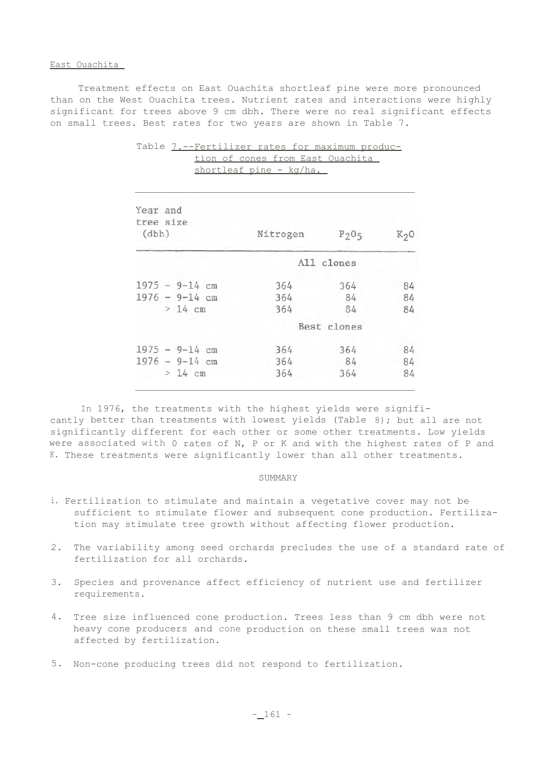East Ouachita

Treatment effects on East Ouachita shortleaf pine were more pronounced than on the West Ouachita trees. Nutrient rates and interactions were highly significant for trees above 9 cm dbh. There were no real significant effects on small trees. Best rates for two years are shown in Table 7.

Table 7.--Fertilizer rates for maximum production of cones from East Ouachita shortleaf pine - kg/ha.

| Year and tree size (dbh) | Nitrogen | $P_2O_5$ | $K_2O$ |
|---|---|---|---|
| | | All clones | |
| 1975 - 9-14 cm | 364 | 364 | 84 |
| 1976 - 9-14 cm | 364 | 84 | 84 |
| > 14 cm | 364 | 84 | 84 |
| | | Best clones | |
| 1975 - 9-14 cm | 364 | 364 | 84 |
| 1976 - 9-14 cm | 364 | 84 | 84 |
| > 14 cm | 364 | 364 | 84 |

In 1976, the treatments with the highest yields were significantly better than treatments with lowest yields (Table 8); but all are not significantly different for each other or some other treatments. Low yields were associated with 0 rates of N, P or K and with the highest rates of P and K. These treatments were significantly lower than all other treatments.

## SUMMARY

1. Fertilization to stimulate and maintain a vegetative cover may not be sufficient to stimulate flower and subsequent cone production. Fertilization may stimulate tree growth without affecting flower production.
2. The variability among seed orchards precludes the use of a standard rate of fertilization for all orchards.
3. Species and provenance affect efficiency of nutrient use and fertilizer requirements.
4. Tree size influenced cone production. Trees less than 9 cm dbh were not heavy cone producers and cone production on these small trees was not affected by fertilization.
5. Non-cone producing trees did not respond to fertilization.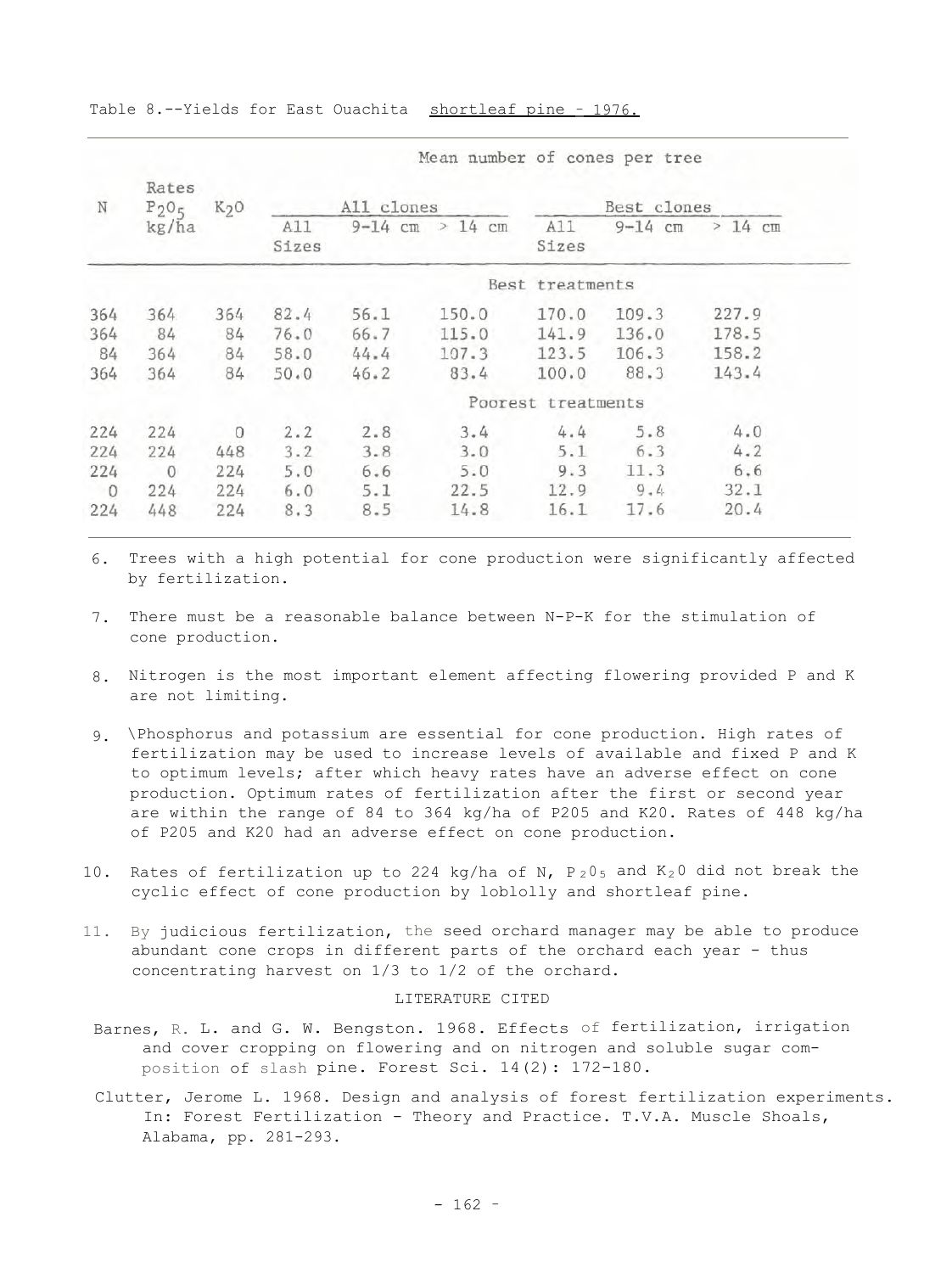Table 8.--Yields for East Ouachita shortleaf pine - 1976.

| | | | Mean number of cones per tree | | | | | |
|---|---|---|---|---|---|---|---|---|
| | Rates | | All clones | | | Best clones | | |
| N | $P_2O_5$ kg/ha | $K_2O$ | All Sizes | 9-14 cm | > 14 cm | All Sizes | 9-14 cm | > 14 cm |
| | | | | | Best treatments | | | |
| 364 | 364 | 364 | 82.4 | 56.1 | 150.0 | 170.0 | 109.3 | 227.9 |
| 364 | 84 | 84 | 76.0 | 66.7 | 115.0 | 141.9 | 136.0 | 178.5 |
| 84 | 364 | 84 | 58.0 | 44.4 | 107.3 | 123.5 | 106.3 | 158.2 |
| 364 | 364 | 84 | 50.0 | 46.2 | 83.4 | 100.0 | 88.3 | 143.4 |
| | | | | | Poorest treatments | | | |
| 224 | 224 | 0 | 2.2 | 2.8 | 3.4 | 4.4 | 5.8 | 4.0 |
| 224 | 224 | 448 | 3.2 | 3.8 | 3.0 | 5.1 | 6.3 | 4.2 |
| 224 | 0 | 224 | 5.0 | 6.6 | 5.0 | 9.3 | 11.3 | 6.6 |
| 0 | 224 | 224 | 6.0 | 5.1 | 22.5 | 12.9 | 9.4 | 32.1 |
| 224 | 448 | 224 | 8.3 | 8.5 | 14.8 | 16.1 | 17.6 | 20.4 |

6. Trees with a high potential for cone production were significantly affected by fertilization.

7. There must be a reasonable balance between N-P-K for the stimulation of cone production.

8. Nitrogen is the most important element affecting flowering provided P and K are not limiting.

9. Phosphorus and potassium are essential for cone production. High rates of fertilization may be used to increase levels of available and fixed P and K to optimum levels; after which heavy rates have an adverse effect on cone production. Optimum rates of fertilization after the first or second year are within the range of 84 to 364 kg/ha of P205 and K20. Rates of 448 kg/ha of P205 and K20 had an adverse effect on cone production.

10. Rates of fertilization up to 224 kg/ha of N, $P_2O_5$ and $K_2O$ did not break the cyclic effect of cone production by loblolly and shortleaf pine.

11. By judicious fertilization, the seed orchard manager may be able to produce abundant cone crops in different parts of the orchard each year - thus concentrating harvest on 1/3 to 1/2 of the orchard.

LITERATURE CITED

Barnes, R. L. and G. W. Bengston. 1968. Effects of fertilization, irrigation and cover cropping on flowering and on nitrogen and soluble sugar composition of slash pine. Forest Sci. 14(2): 172-180.

Clutter, Jerome L. 1968. Design and analysis of forest fertilization experiments. In: Forest Fertilization - Theory and Practice. T.V.A. Muscle Shoals, Alabama, pp. 281-293.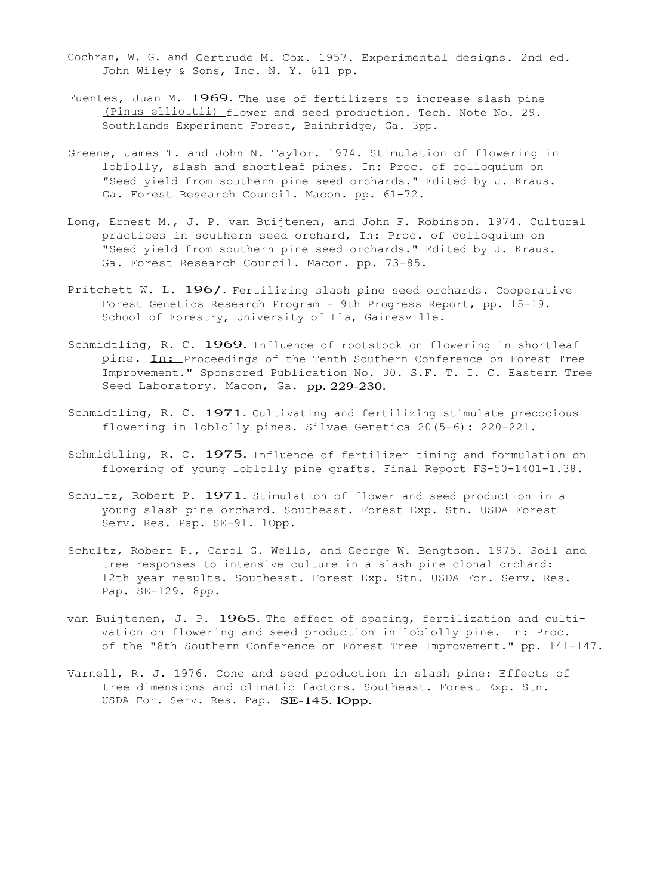Cochran, W. G. and Gertrude M. Cox. 1957. Experimental designs. 2nd ed. John Wiley & Sons, Inc. N. Y. 611 pp.

Fuentes, Juan M. 1969. The use of fertilizers to increase slash pine (Pinus elliottii) flower and seed production. Tech. Note No. 29. Southlands Experiment Forest, Bainbridge, Ga. 3pp.

Greene, James T. and John N. Taylor. 1974. Stimulation of flowering in loblolly, slash and shortleaf pines. In: Proc. of colloquium on "Seed yield from southern pine seed orchards." Edited by J. Kraus. Ga. Forest Research Council. Macon. pp. 61-72.

Long, Ernest M., J. P. van Buijtenen, and John F. Robinson. 1974. Cultural practices in southern seed orchard, In: Proc. of colloquium on "Seed yield from southern pine seed orchards." Edited by J. Kraus. Ga. Forest Research Council. Macon. pp. 73-85.

Pritchett W. L. 196/. Fertilizing slash pine seed orchards. Cooperative Forest Genetics Research Program - 9th Progress Report, pp. 15-19. School of Forestry, University of Fla, Gainesville.

Schmidtling, R. C. 1969. Influence of rootstock on flowering in shortleaf pine. In: Proceedings of the Tenth Southern Conference on Forest Tree Improvement." Sponsored Publication No. 30. S.F. T. I. C. Eastern Tree Seed Laboratory. Macon, Ga. pp. 229-230.

Schmidtling, R. C. 1971. Cultivating and fertilizing stimulate precocious flowering in loblolly pines. Silvae Genetica 20(5-6): 220-221.

Schmidtling, R. C. 1975. Influence of fertilizer timing and formulation on flowering of young loblolly pine grafts. Final Report FS-50-1401-1.38.

Schultz, Robert P. 1971. Stimulation of flower and seed production in a young slash pine orchard. Southeast. Forest Exp. Stn. USDA Forest Serv. Res. Pap. SE-91. lOpp.

Schultz, Robert P., Carol G. Wells, and George W. Bengtson. 1975. Soil and tree responses to intensive culture in a slash pine clonal orchard: 12th year results. Southeast. Forest Exp. Stn. USDA For. Serv. Res. Pap. SE-129. 8pp.

van Buijtenen, J. P. 1965. The effect of spacing, fertilization and cultivation on flowering and seed production in loblolly pine. In: Proc. of the "8th Southern Conference on Forest Tree Improvement." pp. 141-147.

Varnell, R. J. 1976. Cone and seed production in slash pine: Effects of tree dimensions and climatic factors. Southeast. Forest Exp. Stn. USDA For. Serv. Res. Pap. SE-145. lOpp.